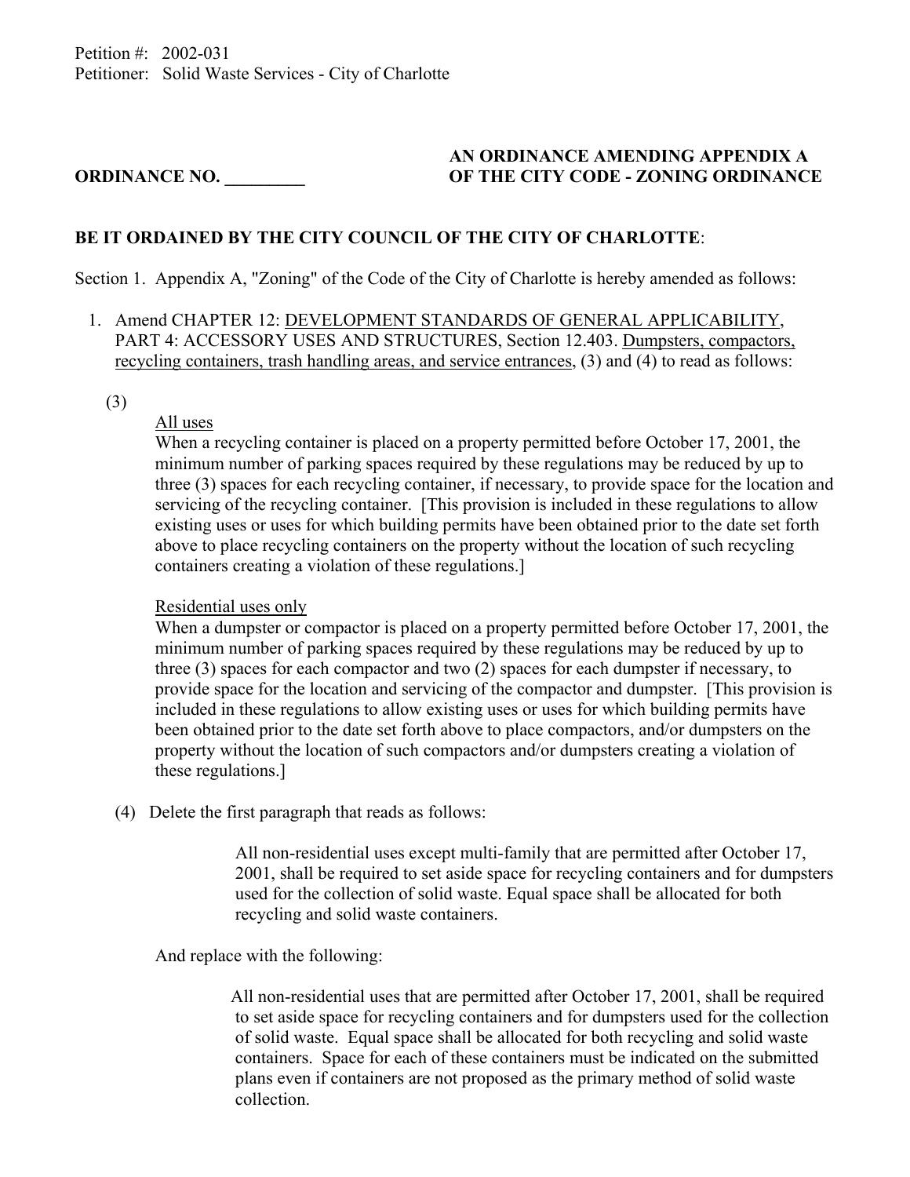Petition #: 2002-031
Petitioner: Solid Waste Services - City of Charlotte

**ORDINANCE NO. \_\_\_\_\_\_\_\_\_**

**AN ORDINANCE AMENDING APPENDIX A OF THE CITY CODE - ZONING ORDINANCE**

**BE IT ORDAINED BY THE CITY COUNCIL OF THE CITY OF CHARLOTTE**:

Section 1. Appendix A, "Zoning" of the Code of the City of Charlotte is hereby amended as follows:

1. Amend CHAPTER 12: DEVELOPMENT STANDARDS OF GENERAL APPLICABILITY, PART 4: ACCESSORY USES AND STRUCTURES, Section 12.403. Dumpsters, compactors, recycling containers, trash handling areas, and service entrances, (3) and (4) to read as follows:

   (3)

   All uses
   When a recycling container is placed on a property permitted before October 17, 2001, the minimum number of parking spaces required by these regulations may be reduced by up to three (3) spaces for each recycling container, if necessary, to provide space for the location and servicing of the recycling container. [This provision is included in these regulations to allow existing uses or uses for which building permits have been obtained prior to the date set forth above to place recycling containers on the property without the location of such recycling containers creating a violation of these regulations.]

   Residential uses only
   When a dumpster or compactor is placed on a property permitted before October 17, 2001, the minimum number of parking spaces required by these regulations may be reduced by up to three (3) spaces for each compactor and two (2) spaces for each dumpster if necessary, to provide space for the location and servicing of the compactor and dumpster. [This provision is included in these regulations to allow existing uses or uses for which building permits have been obtained prior to the date set forth above to place compactors, and/or dumpsters on the property without the location of such compactors and/or dumpsters creating a violation of these regulations.]

   (4) Delete the first paragraph that reads as follows:

   > All non-residential uses except multi-family that are permitted after October 17, 2001, shall be required to set aside space for recycling containers and for dumpsters used for the collection of solid waste. Equal space shall be allocated for both recycling and solid waste containers.

   And replace with the following:

   > All non-residential uses that are permitted after October 17, 2001, shall be required to set aside space for recycling containers and for dumpsters used for the collection of solid waste. Equal space shall be allocated for both recycling and solid waste containers. Space for each of these containers must be indicated on the submitted plans even if containers are not proposed as the primary method of solid waste collection.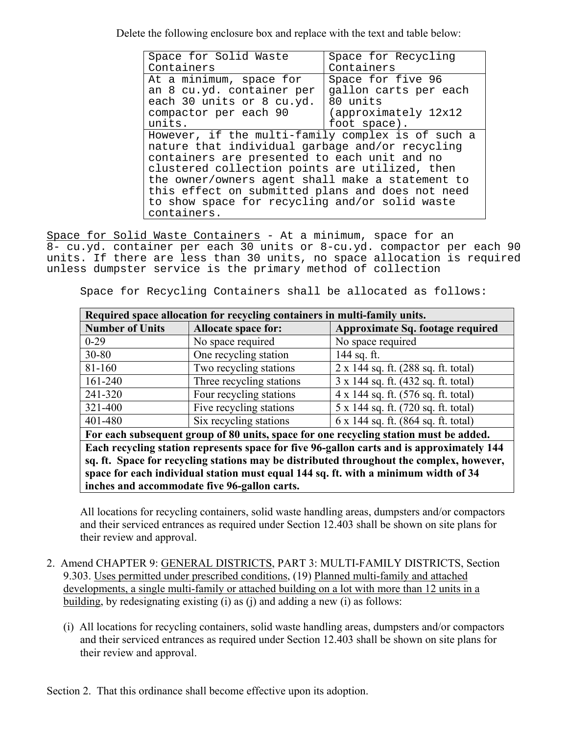Delete the following enclosure box and replace with the text and table below:

| Space for Solid Waste Containers | Space for Recycling Containers |
|---|---|
| At a minimum, space for an 8 cu.yd. container per each 30 units or 8 cu.yd. compactor per each 90 units. | Space for five 96 gallon carts per each 80 units (approximately 12x12 foot space). |
| However, if the multi-family complex is of such a nature that individual garbage and/or recycling containers are presented to each unit and no clustered collection points are utilized, then the owner/owners agent shall make a statement to this effect on submitted plans and does not need to show space for recycling and/or solid waste containers. | |

<u>Space for Solid Waste Containers</u> - At a minimum, space for an 8- cu.yd. container per each 30 units or 8-cu.yd. compactor per each 90 units. If there are less than 30 units, no space allocation is required unless dumpster service is the primary method of collection

Space for Recycling Containers shall be allocated as follows:

| **Required space allocation for recycling containers in multi-family units.** | | |
|---|---|---|
| **Number of Units** | **Allocate space for:** | **Approximate Sq. footage required** |
| 0-29 | No space required | No space required |
| 30-80 | One recycling station | 144 sq. ft. |
| 81-160 | Two recycling stations | 2 x 144 sq. ft. (288 sq. ft. total) |
| 161-240 | Three recycling stations | 3 x 144 sq. ft. (432 sq. ft. total) |
| 241-320 | Four recycling stations | 4 x 144 sq. ft. (576 sq. ft. total) |
| 321-400 | Five recycling stations | 5 x 144 sq. ft. (720 sq. ft. total) |
| 401-480 | Six recycling stations | 6 x 144 sq. ft. (864 sq. ft. total) |
| **For each subsequent group of 80 units, space for one recycling station must be added.** | | |
| **Each recycling station represents space for five 96-gallon carts and is approximately 144 sq. ft. Space for recycling stations may be distributed throughout the complex, however, space for each individual station must equal 144 sq. ft. with a minimum width of 34 inches and accommodate five 96-gallon carts.** | | |

All locations for recycling containers, solid waste handling areas, dumpsters and/or compactors and their serviced entrances as required under Section 12.403 shall be shown on site plans for their review and approval.

2. Amend CHAPTER 9: <u>GENERAL DISTRICTS</u>, PART 3: MULTI-FAMILY DISTRICTS, Section 9.303. <u>Uses permitted under prescribed conditions</u>, (19) <u>Planned multi-family and attached developments, a single multi-family or attached building on a lot with more than 12 units in a building</u>, by redesignating existing (i) as (j) and adding a new (i) as follows:

   (i) All locations for recycling containers, solid waste handling areas, dumpsters and/or compactors and their serviced entrances as required under Section 12.403 shall be shown on site plans for their review and approval.

Section 2. That this ordinance shall become effective upon its adoption.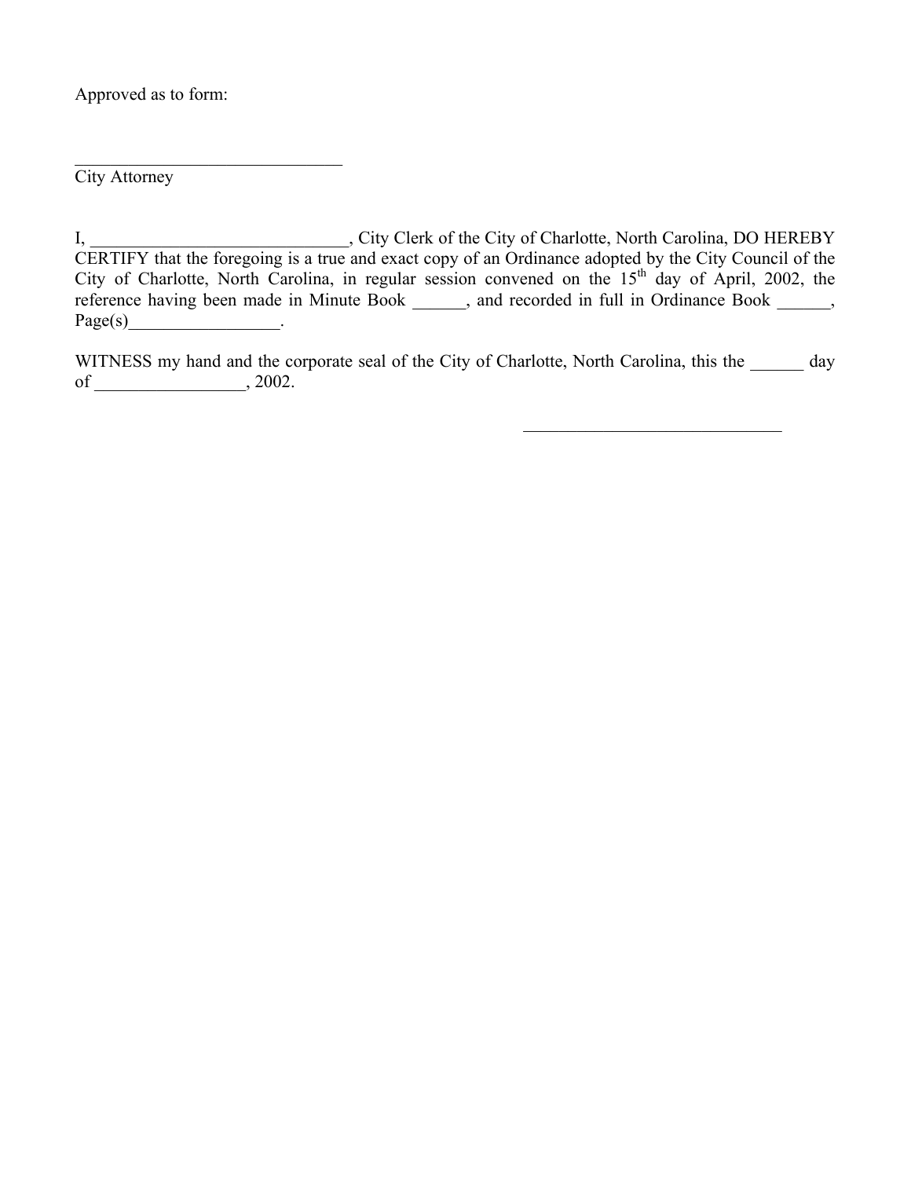Approved as to form:

______________________________
City Attorney

I, ____________________________, City Clerk of the City of Charlotte, North Carolina, DO HEREBY CERTIFY that the foregoing is a true and exact copy of an Ordinance adopted by the City Council of the City of Charlotte, North Carolina, in regular session convened on the 15th day of April, 2002, the reference having been made in Minute Book ______, and recorded in full in Ordinance Book ______, Page(s)_________________.

WITNESS my hand and the corporate seal of the City of Charlotte, North Carolina, this the ______ day of _________________, 2002.

______________________________